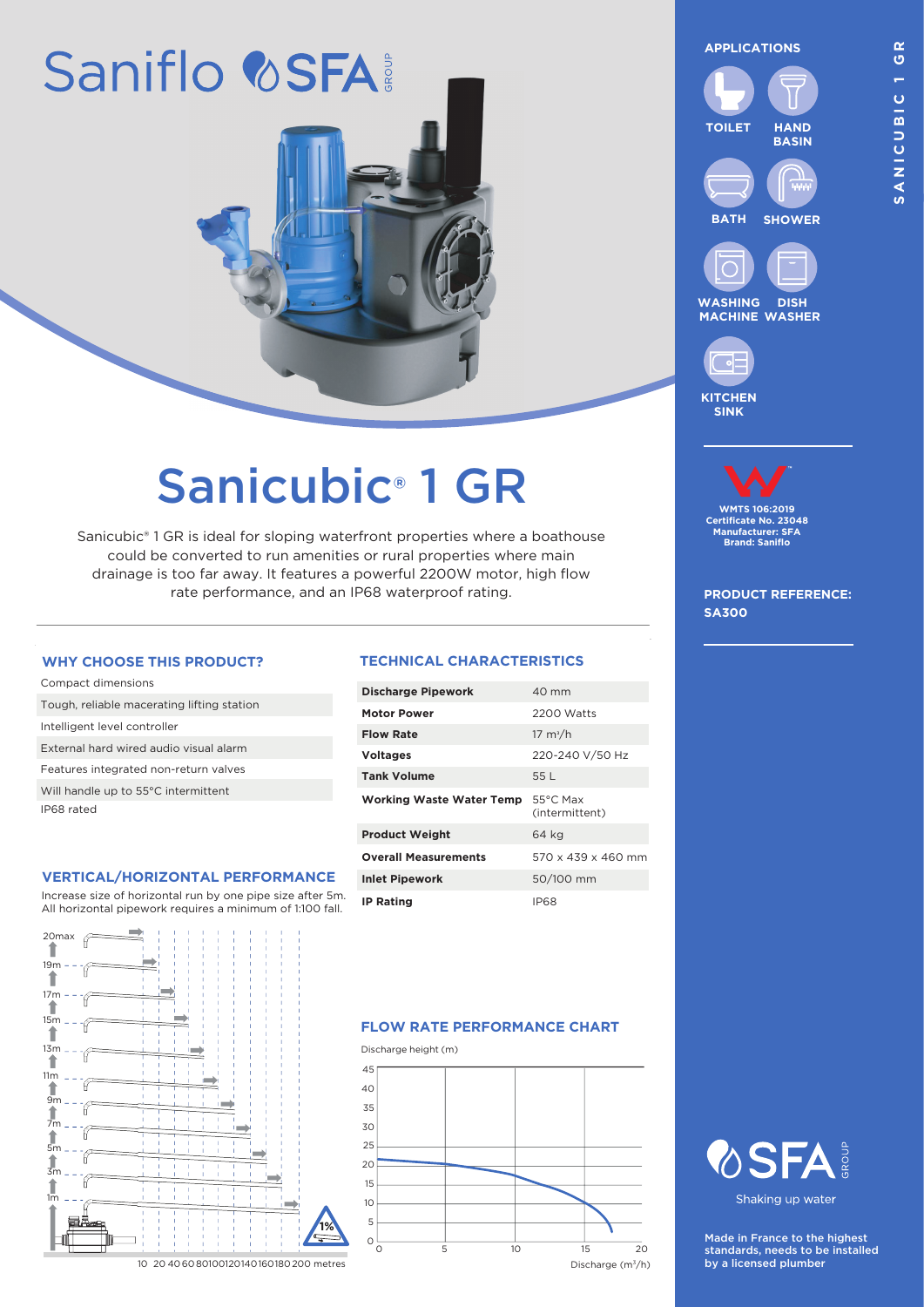Saniflo SFA GROUP

# Sanicubic® 1 GR

Sanicubic® 1 GR is ideal for sloping waterfront properties where a boathouse could be converted to run amenities or rural properties where main drainage is too far away. It features a powerful 2200W motor, high flow rate performance, and an IP68 waterproof rating.

### WHY CHOOSE THIS PRODUCT?

- Compact dimensions
- Tough, reliable macerating lifting station
- Intelligent level controller
- External hard wired audio visual alarm
- Features integrated non-return valves
- Will handle up to 55°C intermittent
- IP68 rated

### VERTICAL/HORIZONTAL PERFORMANCE

Increase size of horizontal run by one pipe size after 5m. All horizontal pipework requires a minimum of 1:100 fall.

| Vertical height | Horizontal distance |
|---|---|
| 20m max | 10 metres |
| 19m | 20 metres |
| 17m | 40 metres |
| 15m | 60 metres |
| 13m | 80 metres |
| 11m | 100 metres |
| 9m | 120 metres |
| 7m | 140 metres |
| 5m | 160 metres |
| 3m | 180 metres |
| 1m | 200 metres |

1%

### TECHNICAL CHARACTERISTICS

| | |
|---|---|
| **Discharge Pipework** | 40 mm |
| **Motor Power** | 2200 Watts |
| **Flow Rate** | 17 m³/h |
| **Voltages** | 220-240 V/50 Hz |
| **Tank Volume** | 55 L |
| **Working Waste Water Temp** | 55°C Max (intermittent) |
| **Product Weight** | 64 kg |
| **Overall Measurements** | 570 x 439 x 460 mm |
| **Inlet Pipework** | 50/100 mm |
| **IP Rating** | IP68 |

### FLOW RATE PERFORMANCE CHART

Discharge height (m) vs Discharge (m³/h)

### APPLICATIONS

- TOILET
- HAND BASIN
- BATH
- SHOWER
- WASHING MACHINE
- DISH WASHER
- KITCHEN SINK

WMTS 106:2019
Certificate No. 23048
Manufacturer: SFA
Brand: Saniflo

**PRODUCT REFERENCE:**
**SA300**

SFA GROUP
Shaking up water

**Made in France to the highest standards, needs to be installed by a licensed plumber**

SANICUBIC 1 GR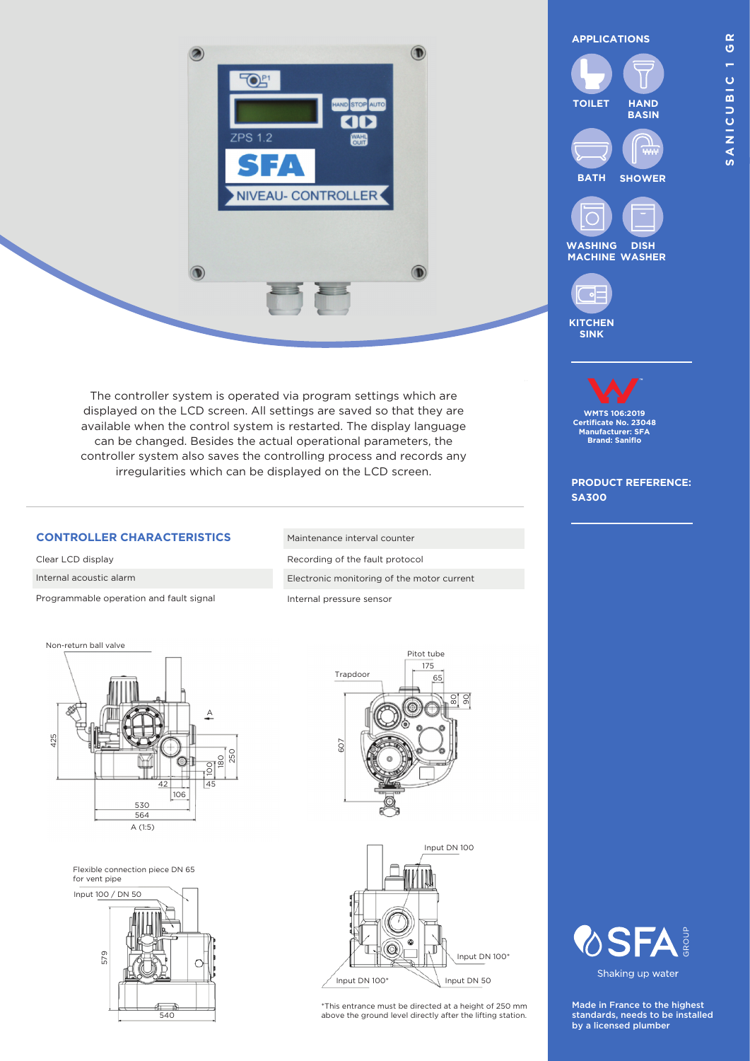The controller system is operated via program settings which are displayed on the LCD screen. All settings are saved so that they are available when the control system is restarted. The display language can be changed. Besides the actual operational parameters, the controller system also saves the controlling process and records any irregularities which can be displayed on the LCD screen.

## CONTROLLER CHARACTERISTICS

| | |
|---|---|
| Clear LCD display | Maintenance interval counter |
| Internal acoustic alarm | Recording of the fault protocol |
| Programmable operation and fault signal | Electronic monitoring of the motor current |
| | Internal pressure sensor |

Non-return ball valve

425 A 250 180 100 42 45 106 530 564

A (1:5)

Pitot tube

Trapdoor

175 65 80 90 607

Flexible connection piece DN 65 for vent pipe

Input 100 / DN 50

579 540

Input DN 100

Input DN 100*

Input DN 100*

Input DN 50

*This entrance must be directed at a height of 250 mm above the ground level directly after the lifting station.

### APPLICATIONS

- TOILET
- HAND BASIN
- BATH
- SHOWER
- WASHING MACHINE
- DISH WASHER
- KITCHEN SINK

**WMTS 106:2019**
**Certificate No. 23048**
**Manufacturer: SFA**
**Brand: Saniflo**

**PRODUCT REFERENCE:**
**SA300**

SANICUBIC 1 GR

SFA GROUP

Shaking up water

**Made in France to the highest standards, needs to be installed by a licensed plumber**